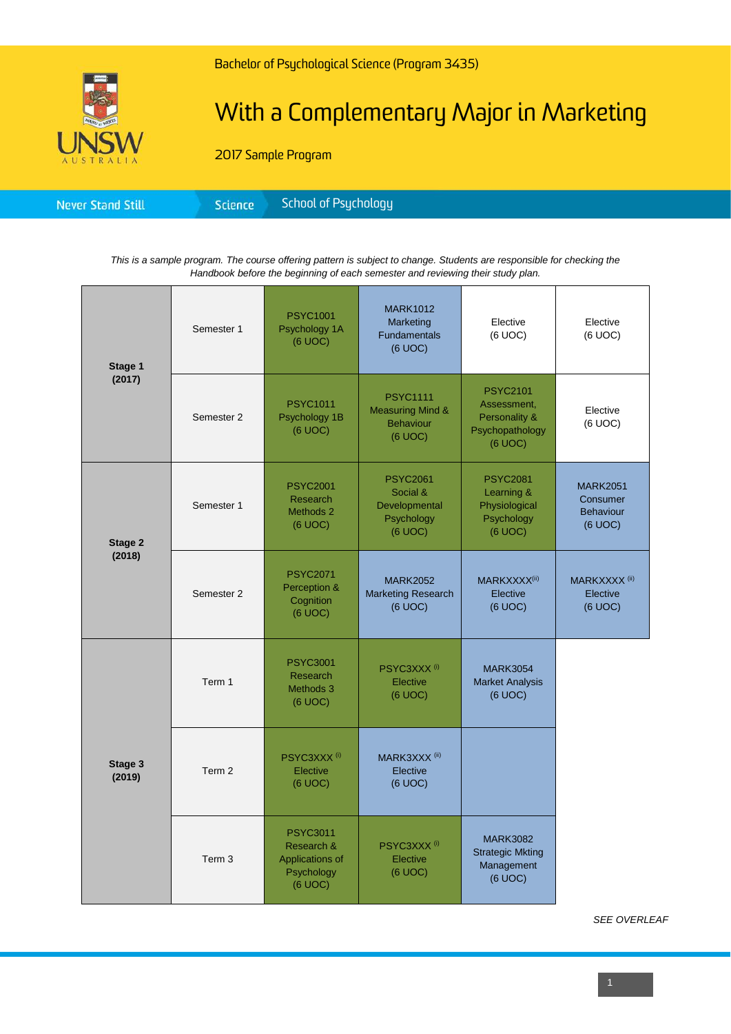Bachelor of Psychological Science (Program 3435)

# With a Complementary Major in Marketing

2017 Sample Program

Never Stand Still | Science | School of Psychology

*This is a sample program. The course offering pattern is subject to change. Students are responsible for checking the Handbook before the beginning of each semester and reviewing their study plan.*

| | | | | | |
|---|---|---|---|---|---|
| **Stage 1 (2017)** | Semester 1 | PSYC1001 Psychology 1A (6 UOC) | MARK1012 Marketing Fundamentals (6 UOC) | Elective (6 UOC) | Elective (6 UOC) |
| | Semester 2 | PSYC1011 Psychology 1B (6 UOC) | PSYC1111 Measuring Mind & Behaviour (6 UOC) | PSYC2101 Assessment, Personality & Psychopathology (6 UOC) | Elective (6 UOC) |
| **Stage 2 (2018)** | Semester 1 | PSYC2001 Research Methods 2 (6 UOC) | PSYC2061 Social & Developmental Psychology (6 UOC) | PSYC2081 Learning & Physiological Psychology (6 UOC) | MARK2051 Consumer Behaviour (6 UOC) |
| | Semester 2 | PSYC2071 Perception & Cognition (6 UOC) | MARK2052 Marketing Research (6 UOC) | MARKXXXX[ii] Elective (6 UOC) | MARKXXXX [ii] Elective (6 UOC) |
| **Stage 3 (2019)** | Term 1 | PSYC3001 Research Methods 3 (6 UOC) | PSYC3XXX [i] Elective (6 UOC) | MARK3054 Market Analysis (6 UOC) | |
| | Term 2 | PSYC3XXX [i] Elective (6 UOC) | MARK3XXX [ii] Elective (6 UOC) | | |
| | Term 3 | PSYC3011 Research & Applications of Psychology (6 UOC) | PSYC3XXX [i] Elective (6 UOC) | MARK3082 Strategic Mkting Management (6 UOC) | |

*SEE OVERLEAF*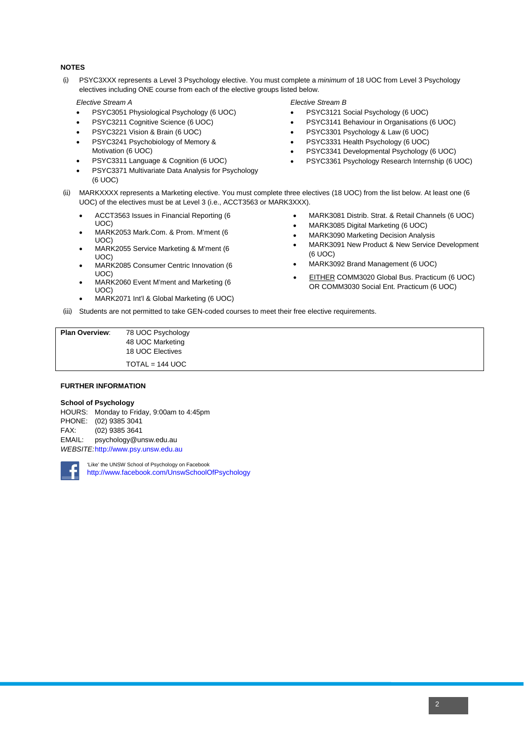## NOTES

(i) PSYC3XXX represents a Level 3 Psychology elective. You must complete a *minimum* of 18 UOC from Level 3 Psychology electives including ONE course from each of the elective groups listed below.

*Elective Stream A*

- PSYC3051 Physiological Psychology (6 UOC)
- PSYC3211 Cognitive Science (6 UOC)
- PSYC3221 Vision & Brain (6 UOC)
- PSYC3241 Psychobiology of Memory & Motivation (6 UOC)
- PSYC3311 Language & Cognition (6 UOC)
- PSYC3371 Multivariate Data Analysis for Psychology (6 UOC)

*Elective Stream B*

- PSYC3121 Social Psychology (6 UOC)
- PSYC3141 Behaviour in Organisations (6 UOC)
- PSYC3301 Psychology & Law (6 UOC)
- PSYC3331 Health Psychology (6 UOC)
- PSYC3341 Developmental Psychology (6 UOC)
- PSYC3361 Psychology Research Internship (6 UOC)

(ii) MARKXXXX represents a Marketing elective. You must complete three electives (18 UOC) from the list below. At least one (6 UOC) of the electives must be at Level 3 (i.e., ACCT3563 or MARK3XXX).

- ACCT3563 Issues in Financial Reporting (6 UOC)
- MARK2053 Mark.Com. & Prom. M'ment (6 UOC)
- MARK2055 Service Marketing & M'ment (6 UOC)
- MARK2085 Consumer Centric Innovation (6 UOC)
- MARK2060 Event M'ment and Marketing (6 UOC)
- MARK2071 Int'l & Global Marketing (6 UOC)
- MARK3081 Distrib. Strat. & Retail Channels (6 UOC)
- MARK3085 Digital Marketing (6 UOC)
- MARK3090 Marketing Decision Analysis
- MARK3091 New Product & New Service Development (6 UOC)
- MARK3092 Brand Management (6 UOC)
- EITHER COMM3020 Global Bus. Practicum (6 UOC) OR COMM3030 Social Ent. Practicum (6 UOC)

(iii) Students are not permitted to take GEN-coded courses to meet their free elective requirements.

| | |
|---|---|
| **Plan Overview**: | 78 UOC Psychology<br>48 UOC Marketing<br>18 UOC Electives |
| | TOTAL = 144 UOC |

## FURTHER INFORMATION

**School of Psychology**
HOURS: Monday to Friday, 9:00am to 4:45pm
PHONE: (02) 9385 3041
FAX: (02) 9385 3641
EMAIL: psychology@unsw.edu.au
*WEBSITE:* http://www.psy.unsw.edu.au

'Like' the UNSW School of Psychology on Facebook
http://www.facebook.com/UnswSchoolOfPsychology